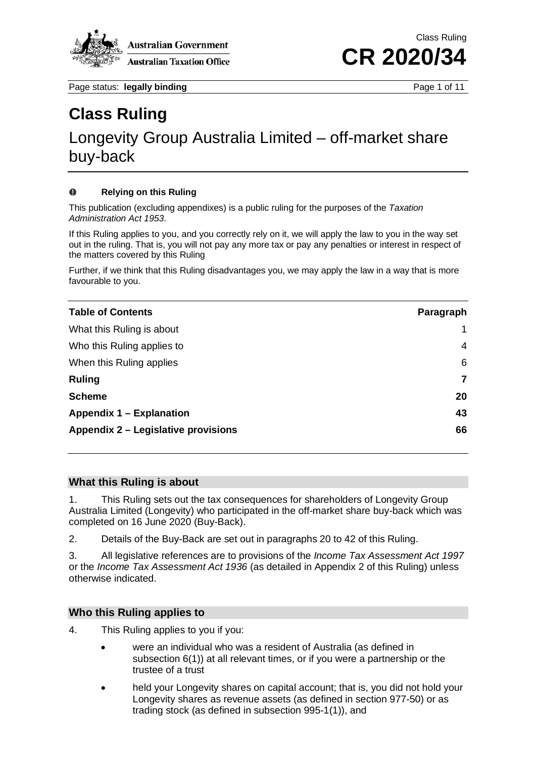Class Ruling

**CR 2020/34**

Page status: **legally binding**

# Class Ruling

## Longevity Group Australia Limited – off-market share buy-back

**Relying on this Ruling**

This publication (excluding appendixes) is a public ruling for the purposes of the *Taxation Administration Act 1953*.

If this Ruling applies to you, and you correctly rely on it, we will apply the law to you in the way set out in the ruling. That is, you will not pay any more tax or pay any penalties or interest in respect of the matters covered by this Ruling

Further, if we think that this Ruling disadvantages you, we may apply the law in a way that is more favourable to you.

| **Table of Contents** | **Paragraph** |
|---|---|
| What this Ruling is about | 1 |
| Who this Ruling applies to | 4 |
| When this Ruling applies | 6 |
| **Ruling** | **7** |
| **Scheme** | **20** |
| **Appendix 1 – Explanation** | **43** |
| **Appendix 2 – Legislative provisions** | **66** |

### What this Ruling is about

1. This Ruling sets out the tax consequences for shareholders of Longevity Group Australia Limited (Longevity) who participated in the off-market share buy-back which was completed on 16 June 2020 (Buy-Back).

2. Details of the Buy-Back are set out in paragraphs 20 to 42 of this Ruling.

3. All legislative references are to provisions of the *Income Tax Assessment Act 1997* or the *Income Tax Assessment Act 1936* (as detailed in Appendix 2 of this Ruling) unless otherwise indicated.

### Who this Ruling applies to

4. This Ruling applies to you if you:

- were an individual who was a resident of Australia (as defined in subsection 6(1)) at all relevant times, or if you were a partnership or the trustee of a trust
- held your Longevity shares on capital account; that is, you did not hold your Longevity shares as revenue assets (as defined in section 977-50) or as trading stock (as defined in subsection 995-1(1)), and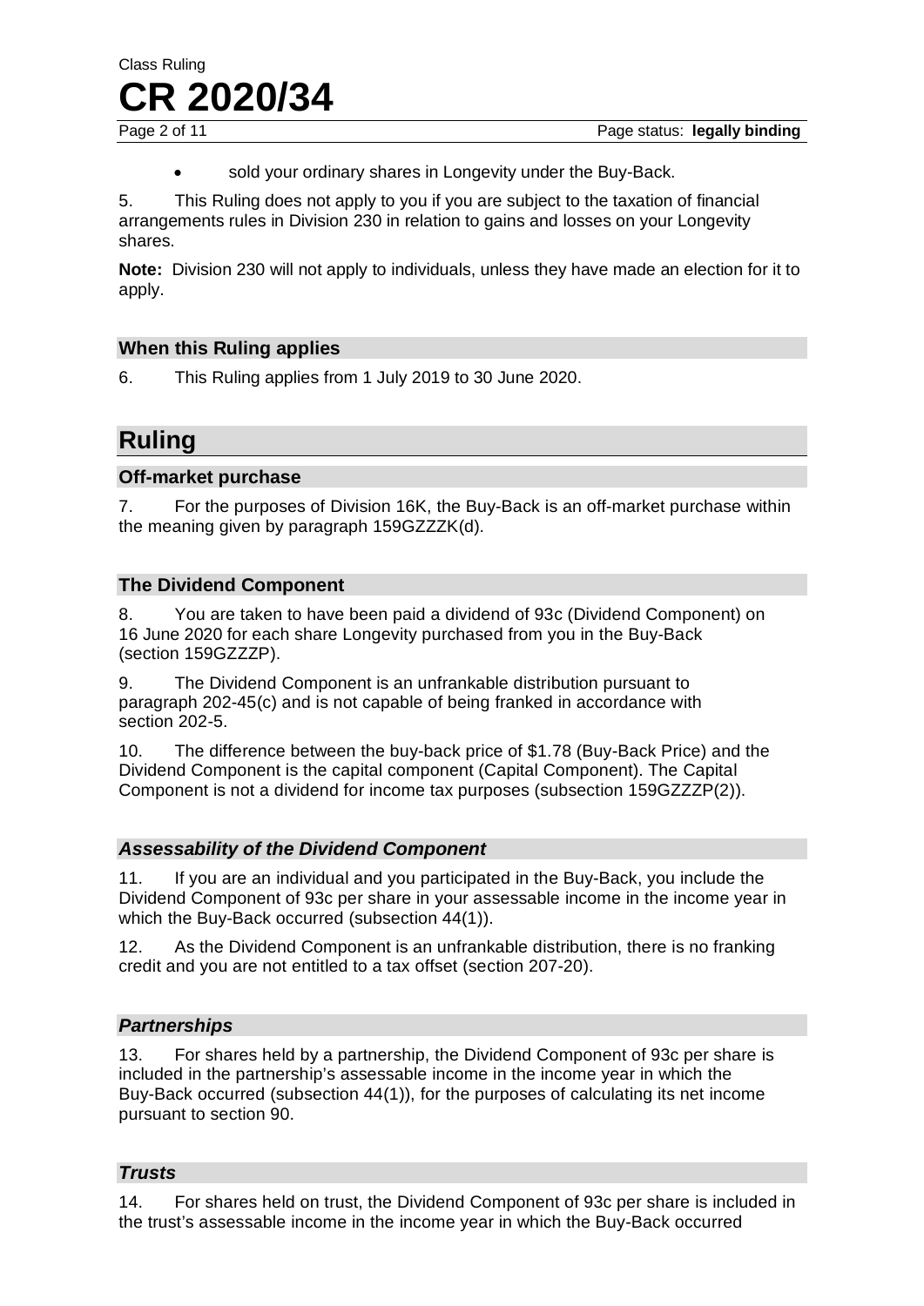- sold your ordinary shares in Longevity under the Buy-Back.

5. This Ruling does not apply to you if you are subject to the taxation of financial arrangements rules in Division 230 in relation to gains and losses on your Longevity shares.

**Note:** Division 230 will not apply to individuals, unless they have made an election for it to apply.

### When this Ruling applies

6. This Ruling applies from 1 July 2019 to 30 June 2020.

## Ruling

### Off-market purchase

7. For the purposes of Division 16K, the Buy-Back is an off-market purchase within the meaning given by paragraph 159GZZZK(d).

### The Dividend Component

8. You are taken to have been paid a dividend of 93c (Dividend Component) on 16 June 2020 for each share Longevity purchased from you in the Buy-Back (section 159GZZZP).

9. The Dividend Component is an unfrankable distribution pursuant to paragraph 202-45(c) and is not capable of being franked in accordance with section 202-5.

10. The difference between the buy-back price of $1.78 (Buy-Back Price) and the Dividend Component is the capital component (Capital Component). The Capital Component is not a dividend for income tax purposes (subsection 159GZZZP(2)).

#### *Assessability of the Dividend Component*

11. If you are an individual and you participated in the Buy-Back, you include the Dividend Component of 93c per share in your assessable income in the income year in which the Buy-Back occurred (subsection 44(1)).

12. As the Dividend Component is an unfrankable distribution, there is no franking credit and you are not entitled to a tax offset (section 207-20).

#### *Partnerships*

13. For shares held by a partnership, the Dividend Component of 93c per share is included in the partnership's assessable income in the income year in which the Buy-Back occurred (subsection 44(1)), for the purposes of calculating its net income pursuant to section 90.

#### *Trusts*

14. For shares held on trust, the Dividend Component of 93c per share is included in the trust's assessable income in the income year in which the Buy-Back occurred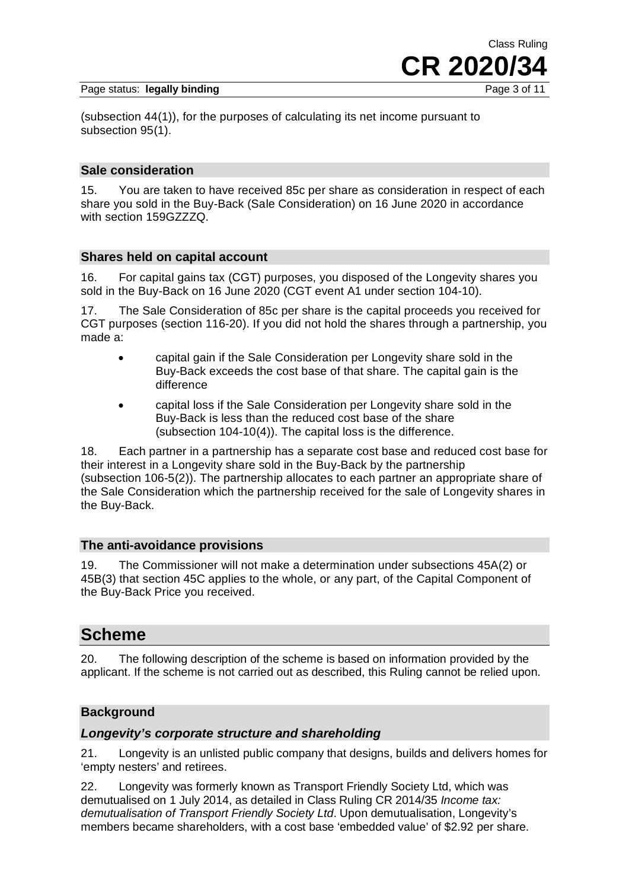(subsection 44(1)), for the purposes of calculating its net income pursuant to subsection 95(1).

### Sale consideration

15. You are taken to have received 85c per share as consideration in respect of each share you sold in the Buy-Back (Sale Consideration) on 16 June 2020 in accordance with section 159GZZZQ.

### Shares held on capital account

16. For capital gains tax (CGT) purposes, you disposed of the Longevity shares you sold in the Buy-Back on 16 June 2020 (CGT event A1 under section 104-10).

17. The Sale Consideration of 85c per share is the capital proceeds you received for CGT purposes (section 116-20). If you did not hold the shares through a partnership, you made a:

- capital gain if the Sale Consideration per Longevity share sold in the Buy-Back exceeds the cost base of that share. The capital gain is the difference
- capital loss if the Sale Consideration per Longevity share sold in the Buy-Back is less than the reduced cost base of the share (subsection 104-10(4)). The capital loss is the difference.

18. Each partner in a partnership has a separate cost base and reduced cost base for their interest in a Longevity share sold in the Buy-Back by the partnership (subsection 106-5(2)). The partnership allocates to each partner an appropriate share of the Sale Consideration which the partnership received for the sale of Longevity shares in the Buy-Back.

### The anti-avoidance provisions

19. The Commissioner will not make a determination under subsections 45A(2) or 45B(3) that section 45C applies to the whole, or any part, of the Capital Component of the Buy-Back Price you received.

## Scheme

20. The following description of the scheme is based on information provided by the applicant. If the scheme is not carried out as described, this Ruling cannot be relied upon.

### Background

#### *Longevity's corporate structure and shareholding*

21. Longevity is an unlisted public company that designs, builds and delivers homes for 'empty nesters' and retirees.

22. Longevity was formerly known as Transport Friendly Society Ltd, which was demutualised on 1 July 2014, as detailed in Class Ruling CR 2014/35 *Income tax: demutualisation of Transport Friendly Society Ltd*. Upon demutualisation, Longevity's members became shareholders, with a cost base 'embedded value' of $2.92 per share.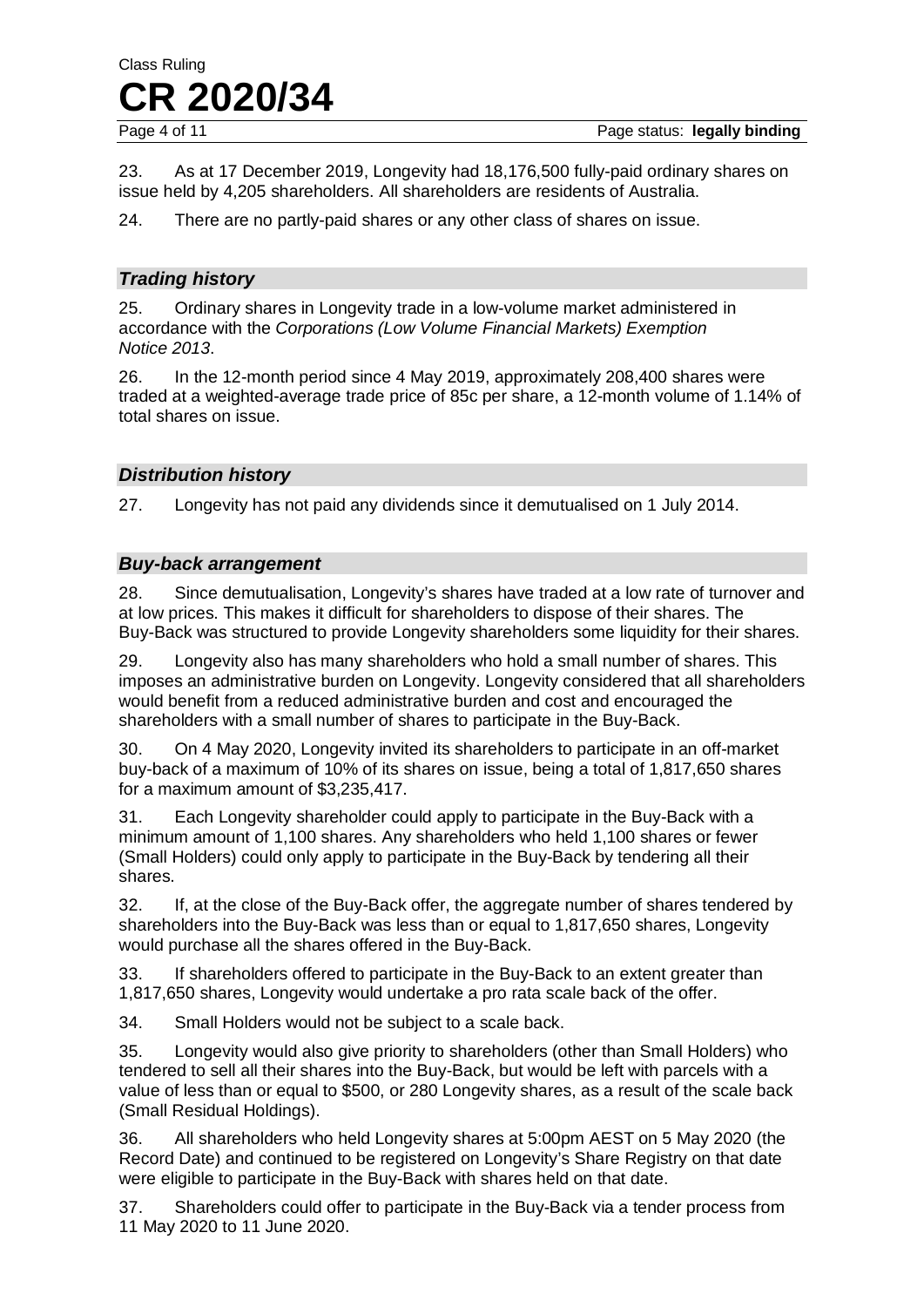23. As at 17 December 2019, Longevity had 18,176,500 fully-paid ordinary shares on issue held by 4,205 shareholders. All shareholders are residents of Australia.

24. There are no partly-paid shares or any other class of shares on issue.

### *Trading history*

25. Ordinary shares in Longevity trade in a low-volume market administered in accordance with the *Corporations (Low Volume Financial Markets) Exemption Notice 2013*.

26. In the 12-month period since 4 May 2019, approximately 208,400 shares were traded at a weighted-average trade price of 85c per share, a 12-month volume of 1.14% of total shares on issue.

### *Distribution history*

27. Longevity has not paid any dividends since it demutualised on 1 July 2014.

### *Buy-back arrangement*

28. Since demutualisation, Longevity's shares have traded at a low rate of turnover and at low prices. This makes it difficult for shareholders to dispose of their shares. The Buy-Back was structured to provide Longevity shareholders some liquidity for their shares.

29. Longevity also has many shareholders who hold a small number of shares. This imposes an administrative burden on Longevity. Longevity considered that all shareholders would benefit from a reduced administrative burden and cost and encouraged the shareholders with a small number of shares to participate in the Buy-Back.

30. On 4 May 2020, Longevity invited its shareholders to participate in an off-market buy-back of a maximum of 10% of its shares on issue, being a total of 1,817,650 shares for a maximum amount of $3,235,417.

31. Each Longevity shareholder could apply to participate in the Buy-Back with a minimum amount of 1,100 shares. Any shareholders who held 1,100 shares or fewer (Small Holders) could only apply to participate in the Buy-Back by tendering all their shares.

32. If, at the close of the Buy-Back offer, the aggregate number of shares tendered by shareholders into the Buy-Back was less than or equal to 1,817,650 shares, Longevity would purchase all the shares offered in the Buy-Back.

33. If shareholders offered to participate in the Buy-Back to an extent greater than 1,817,650 shares, Longevity would undertake a pro rata scale back of the offer.

34. Small Holders would not be subject to a scale back.

35. Longevity would also give priority to shareholders (other than Small Holders) who tendered to sell all their shares into the Buy-Back, but would be left with parcels with a value of less than or equal to $500, or 280 Longevity shares, as a result of the scale back (Small Residual Holdings).

36. All shareholders who held Longevity shares at 5:00pm AEST on 5 May 2020 (the Record Date) and continued to be registered on Longevity's Share Registry on that date were eligible to participate in the Buy-Back with shares held on that date.

37. Shareholders could offer to participate in the Buy-Back via a tender process from 11 May 2020 to 11 June 2020.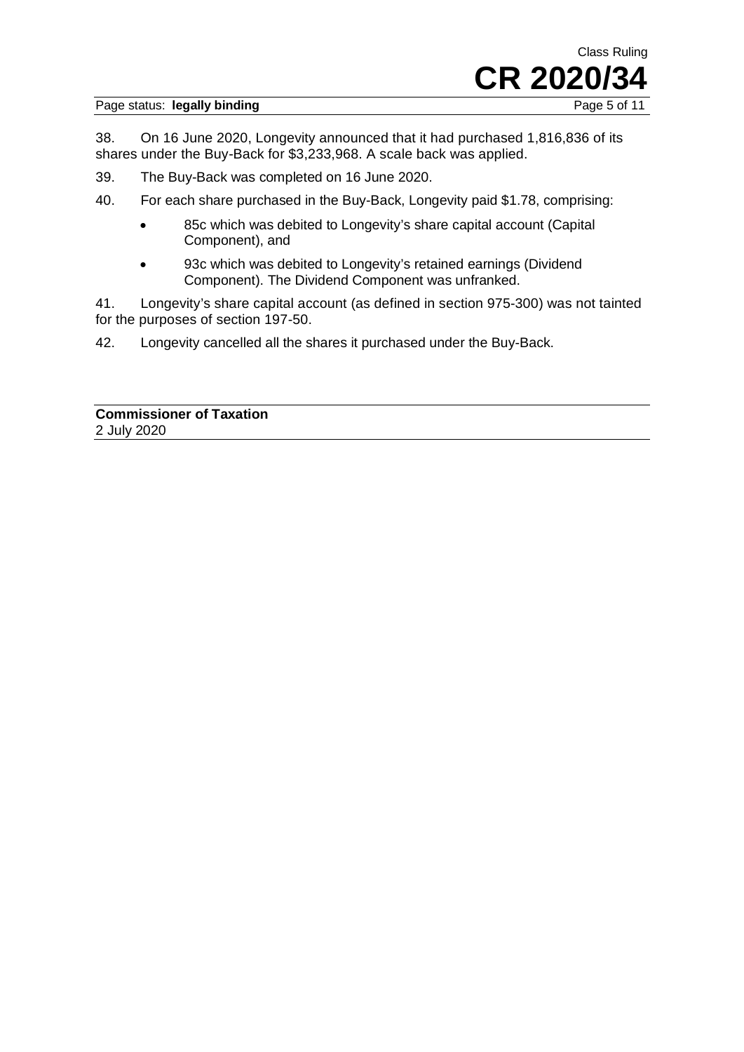38. On 16 June 2020, Longevity announced that it had purchased 1,816,836 of its shares under the Buy-Back for $3,233,968. A scale back was applied.

39. The Buy-Back was completed on 16 June 2020.

40. For each share purchased in the Buy-Back, Longevity paid $1.78, comprising:

- 85c which was debited to Longevity's share capital account (Capital Component), and
- 93c which was debited to Longevity's retained earnings (Dividend Component). The Dividend Component was unfranked.

41. Longevity's share capital account (as defined in section 975-300) was not tainted for the purposes of section 197-50.

42. Longevity cancelled all the shares it purchased under the Buy-Back.

**Commissioner of Taxation**
2 July 2020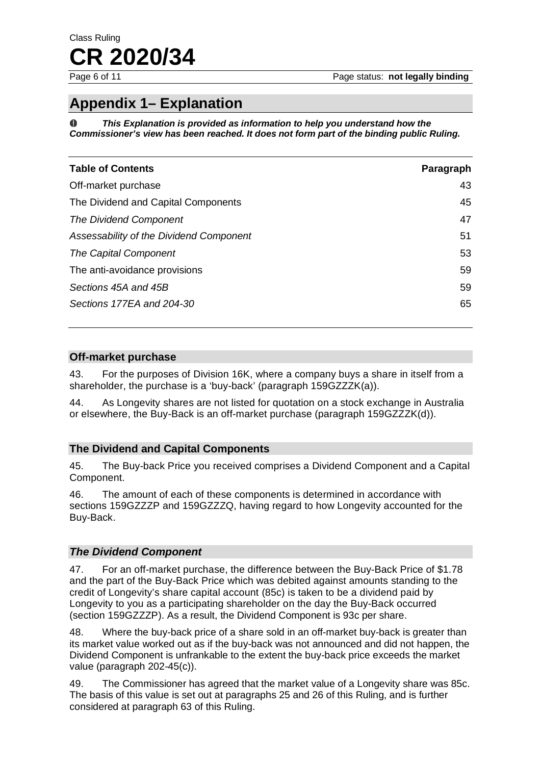## Appendix 1– Explanation

**❶ *This Explanation is provided as information to help you understand how the Commissioner's view has been reached. It does not form part of the binding public Ruling.***

| Table of Contents | Paragraph |
|---|---|
| Off-market purchase | 43 |
| The Dividend and Capital Components | 45 |
| *The Dividend Component* | 47 |
| *Assessability of the Dividend Component* | 51 |
| *The Capital Component* | 53 |
| The anti-avoidance provisions | 59 |
| *Sections 45A and 45B* | 59 |
| *Sections 177EA and 204-30* | 65 |

### Off-market purchase

43. For the purposes of Division 16K, where a company buys a share in itself from a shareholder, the purchase is a 'buy-back' (paragraph 159GZZZK(a)).

44. As Longevity shares are not listed for quotation on a stock exchange in Australia or elsewhere, the Buy-Back is an off-market purchase (paragraph 159GZZZK(d)).

### The Dividend and Capital Components

45. The Buy-back Price you received comprises a Dividend Component and a Capital Component.

46. The amount of each of these components is determined in accordance with sections 159GZZZP and 159GZZZQ, having regard to how Longevity accounted for the Buy-Back.

#### *The Dividend Component*

47. For an off-market purchase, the difference between the Buy-Back Price of $1.78 and the part of the Buy-Back Price which was debited against amounts standing to the credit of Longevity's share capital account (85c) is taken to be a dividend paid by Longevity to you as a participating shareholder on the day the Buy-Back occurred (section 159GZZZP). As a result, the Dividend Component is 93c per share.

48. Where the buy-back price of a share sold in an off-market buy-back is greater than its market value worked out as if the buy-back was not announced and did not happen, the Dividend Component is unfrankable to the extent the buy-back price exceeds the market value (paragraph 202-45(c)).

49. The Commissioner has agreed that the market value of a Longevity share was 85c. The basis of this value is set out at paragraphs 25 and 26 of this Ruling, and is further considered at paragraph 63 of this Ruling.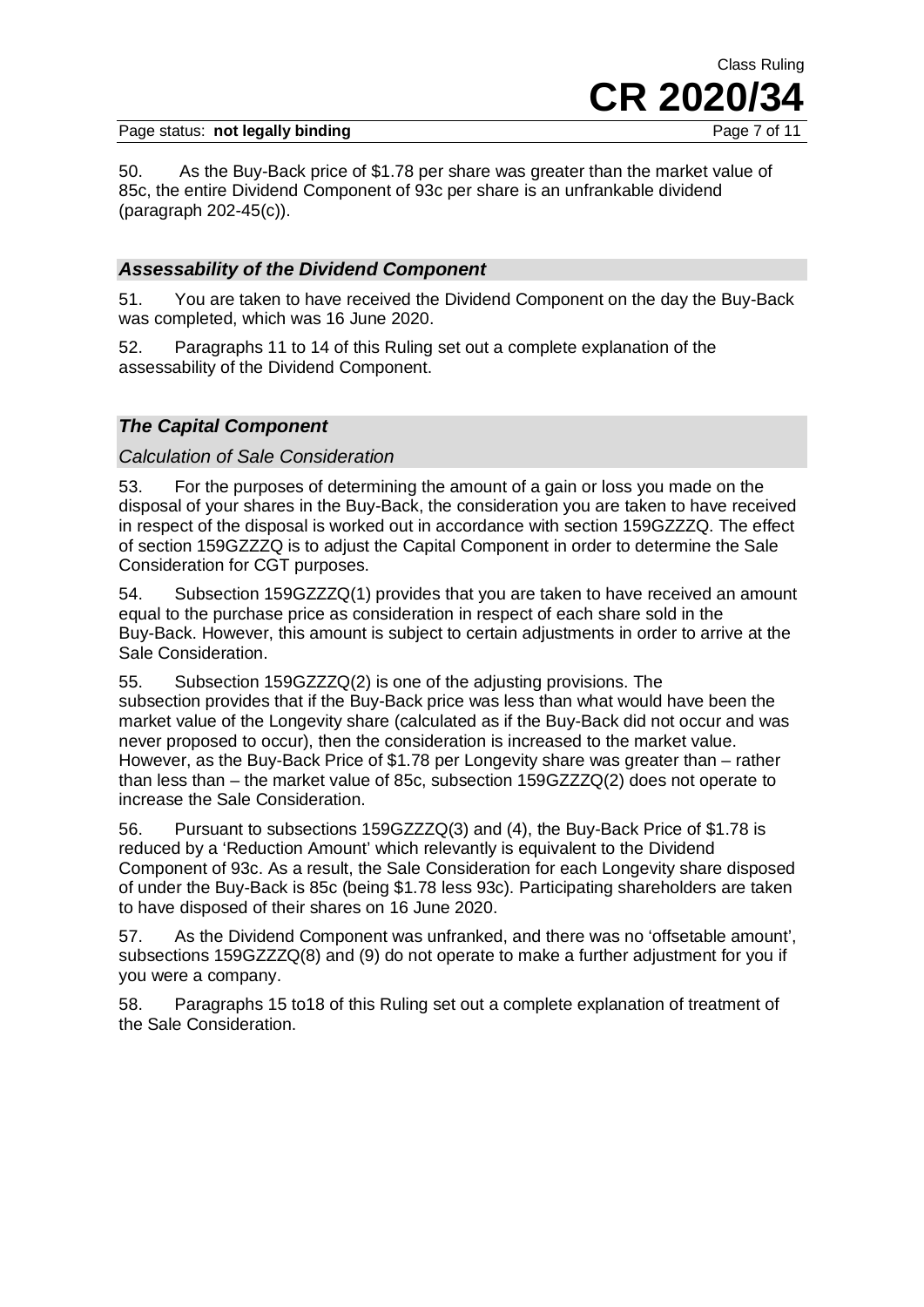50. As the Buy-Back price of $1.78 per share was greater than the market value of 85c, the entire Dividend Component of 93c per share is an unfrankable dividend (paragraph 202-45(c)).

### *Assessability of the Dividend Component*

51. You are taken to have received the Dividend Component on the day the Buy-Back was completed, which was 16 June 2020.

52. Paragraphs 11 to 14 of this Ruling set out a complete explanation of the assessability of the Dividend Component.

### *The Capital Component*

#### *Calculation of Sale Consideration*

53. For the purposes of determining the amount of a gain or loss you made on the disposal of your shares in the Buy-Back, the consideration you are taken to have received in respect of the disposal is worked out in accordance with section 159GZZZQ. The effect of section 159GZZZQ is to adjust the Capital Component in order to determine the Sale Consideration for CGT purposes.

54. Subsection 159GZZZQ(1) provides that you are taken to have received an amount equal to the purchase price as consideration in respect of each share sold in the Buy-Back. However, this amount is subject to certain adjustments in order to arrive at the Sale Consideration.

55. Subsection 159GZZZQ(2) is one of the adjusting provisions. The subsection provides that if the Buy-Back price was less than what would have been the market value of the Longevity share (calculated as if the Buy-Back did not occur and was never proposed to occur), then the consideration is increased to the market value. However, as the Buy-Back Price of $1.78 per Longevity share was greater than – rather than less than – the market value of 85c, subsection 159GZZZQ(2) does not operate to increase the Sale Consideration.

56. Pursuant to subsections 159GZZZQ(3) and (4), the Buy-Back Price of $1.78 is reduced by a 'Reduction Amount' which relevantly is equivalent to the Dividend Component of 93c. As a result, the Sale Consideration for each Longevity share disposed of under the Buy-Back is 85c (being $1.78 less 93c). Participating shareholders are taken to have disposed of their shares on 16 June 2020.

57. As the Dividend Component was unfranked, and there was no 'offsetable amount', subsections 159GZZZQ(8) and (9) do not operate to make a further adjustment for you if you were a company.

58. Paragraphs 15 to18 of this Ruling set out a complete explanation of treatment of the Sale Consideration.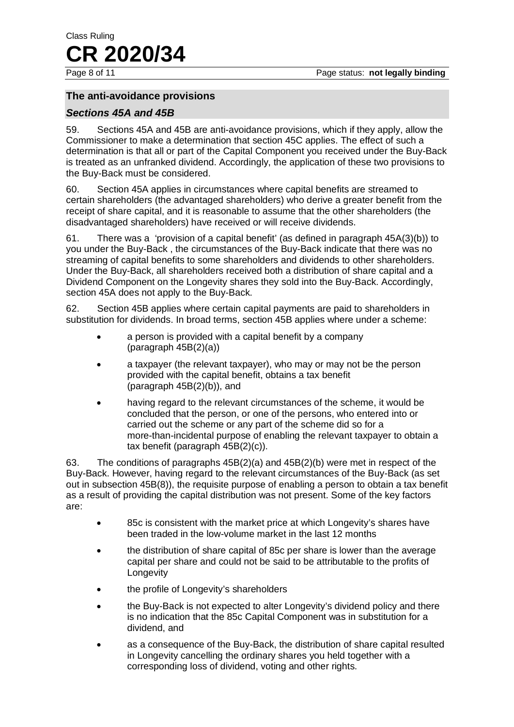## The anti-avoidance provisions

### *Sections 45A and 45B*

59. Sections 45A and 45B are anti-avoidance provisions, which if they apply, allow the Commissioner to make a determination that section 45C applies. The effect of such a determination is that all or part of the Capital Component you received under the Buy-Back is treated as an unfranked dividend. Accordingly, the application of these two provisions to the Buy-Back must be considered.

60. Section 45A applies in circumstances where capital benefits are streamed to certain shareholders (the advantaged shareholders) who derive a greater benefit from the receipt of share capital, and it is reasonable to assume that the other shareholders (the disadvantaged shareholders) have received or will receive dividends.

61. There was a 'provision of a capital benefit' (as defined in paragraph 45A(3)(b)) to you under the Buy-Back , the circumstances of the Buy-Back indicate that there was no streaming of capital benefits to some shareholders and dividends to other shareholders. Under the Buy-Back, all shareholders received both a distribution of share capital and a Dividend Component on the Longevity shares they sold into the Buy-Back. Accordingly, section 45A does not apply to the Buy-Back.

62. Section 45B applies where certain capital payments are paid to shareholders in substitution for dividends. In broad terms, section 45B applies where under a scheme:

- a person is provided with a capital benefit by a company (paragraph 45B(2)(a))
- a taxpayer (the relevant taxpayer), who may or may not be the person provided with the capital benefit, obtains a tax benefit (paragraph 45B(2)(b)), and
- having regard to the relevant circumstances of the scheme, it would be concluded that the person, or one of the persons, who entered into or carried out the scheme or any part of the scheme did so for a more-than-incidental purpose of enabling the relevant taxpayer to obtain a tax benefit (paragraph 45B(2)(c)).

63. The conditions of paragraphs 45B(2)(a) and 45B(2)(b) were met in respect of the Buy-Back. However, having regard to the relevant circumstances of the Buy-Back (as set out in subsection 45B(8)), the requisite purpose of enabling a person to obtain a tax benefit as a result of providing the capital distribution was not present. Some of the key factors are:

- 85c is consistent with the market price at which Longevity's shares have been traded in the low-volume market in the last 12 months
- the distribution of share capital of 85c per share is lower than the average capital per share and could not be said to be attributable to the profits of Longevity
- the profile of Longevity's shareholders
- the Buy-Back is not expected to alter Longevity's dividend policy and there is no indication that the 85c Capital Component was in substitution for a dividend, and
- as a consequence of the Buy-Back, the distribution of share capital resulted in Longevity cancelling the ordinary shares you held together with a corresponding loss of dividend, voting and other rights.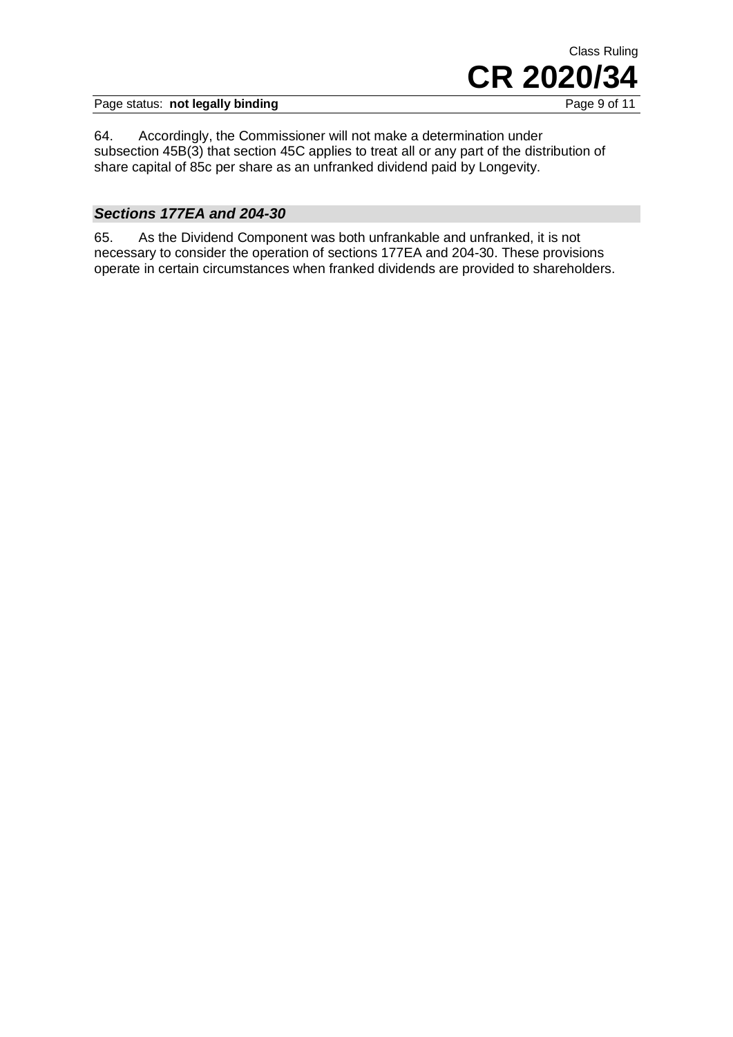64. Accordingly, the Commissioner will not make a determination under subsection 45B(3) that section 45C applies to treat all or any part of the distribution of share capital of 85c per share as an unfranked dividend paid by Longevity.

### *Sections 177EA and 204-30*

65. As the Dividend Component was both unfrankable and unfranked, it is not necessary to consider the operation of sections 177EA and 204-30. These provisions operate in certain circumstances when franked dividends are provided to shareholders.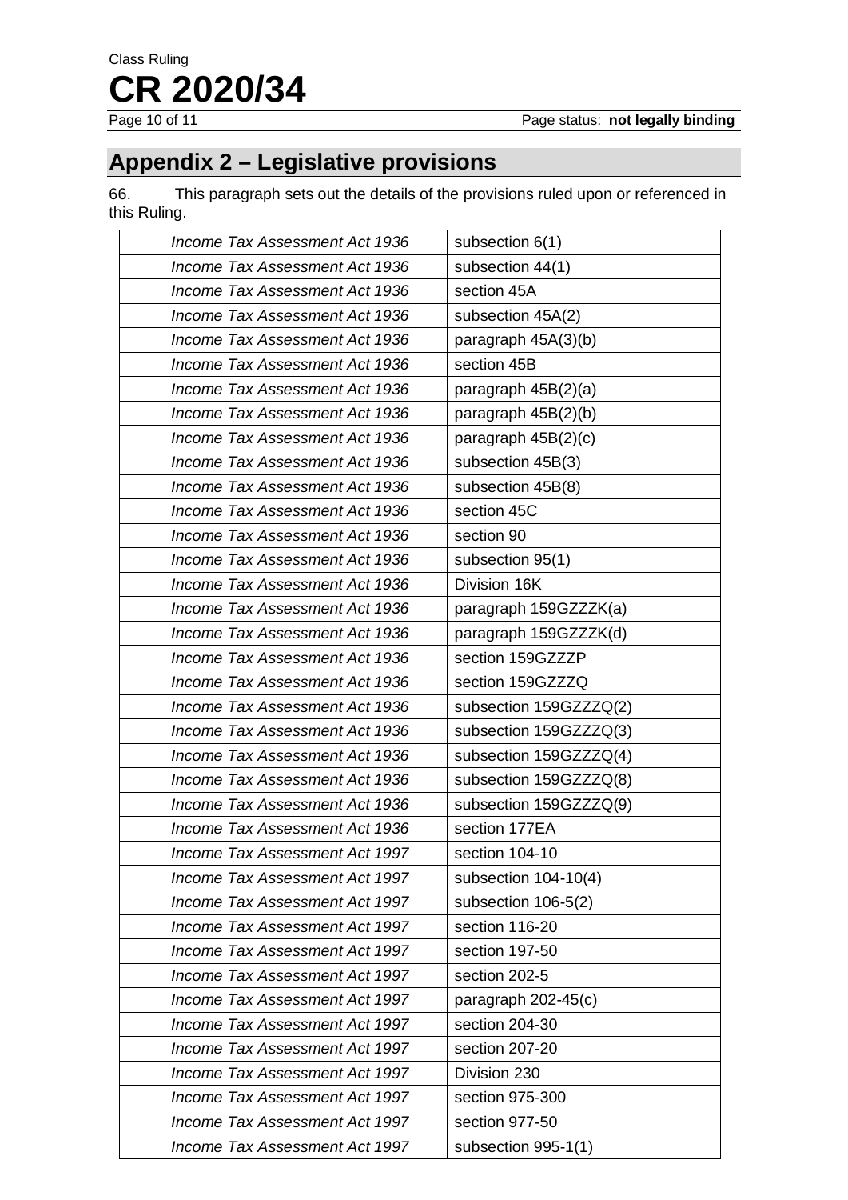## Appendix 2 – Legislative provisions

66. This paragraph sets out the details of the provisions ruled upon or referenced in this Ruling.

| | |
|---|---|
| *Income Tax Assessment Act 1936* | subsection 6(1) |
| *Income Tax Assessment Act 1936* | subsection 44(1) |
| *Income Tax Assessment Act 1936* | section 45A |
| *Income Tax Assessment Act 1936* | subsection 45A(2) |
| *Income Tax Assessment Act 1936* | paragraph 45A(3)(b) |
| *Income Tax Assessment Act 1936* | section 45B |
| *Income Tax Assessment Act 1936* | paragraph 45B(2)(a) |
| *Income Tax Assessment Act 1936* | paragraph 45B(2)(b) |
| *Income Tax Assessment Act 1936* | paragraph 45B(2)(c) |
| *Income Tax Assessment Act 1936* | subsection 45B(3) |
| *Income Tax Assessment Act 1936* | subsection 45B(8) |
| *Income Tax Assessment Act 1936* | section 45C |
| *Income Tax Assessment Act 1936* | section 90 |
| *Income Tax Assessment Act 1936* | subsection 95(1) |
| *Income Tax Assessment Act 1936* | Division 16K |
| *Income Tax Assessment Act 1936* | paragraph 159GZZZK(a) |
| *Income Tax Assessment Act 1936* | paragraph 159GZZZK(d) |
| *Income Tax Assessment Act 1936* | section 159GZZZP |
| *Income Tax Assessment Act 1936* | section 159GZZZQ |
| *Income Tax Assessment Act 1936* | subsection 159GZZZQ(2) |
| *Income Tax Assessment Act 1936* | subsection 159GZZZQ(3) |
| *Income Tax Assessment Act 1936* | subsection 159GZZZQ(4) |
| *Income Tax Assessment Act 1936* | subsection 159GZZZQ(8) |
| *Income Tax Assessment Act 1936* | subsection 159GZZZQ(9) |
| *Income Tax Assessment Act 1936* | section 177EA |
| *Income Tax Assessment Act 1997* | section 104-10 |
| *Income Tax Assessment Act 1997* | subsection 104-10(4) |
| *Income Tax Assessment Act 1997* | subsection 106-5(2) |
| *Income Tax Assessment Act 1997* | section 116-20 |
| *Income Tax Assessment Act 1997* | section 197-50 |
| *Income Tax Assessment Act 1997* | section 202-5 |
| *Income Tax Assessment Act 1997* | paragraph 202-45(c) |
| *Income Tax Assessment Act 1997* | section 204-30 |
| *Income Tax Assessment Act 1997* | section 207-20 |
| *Income Tax Assessment Act 1997* | Division 230 |
| *Income Tax Assessment Act 1997* | section 975-300 |
| *Income Tax Assessment Act 1997* | section 977-50 |
| *Income Tax Assessment Act 1997* | subsection 995-1(1) |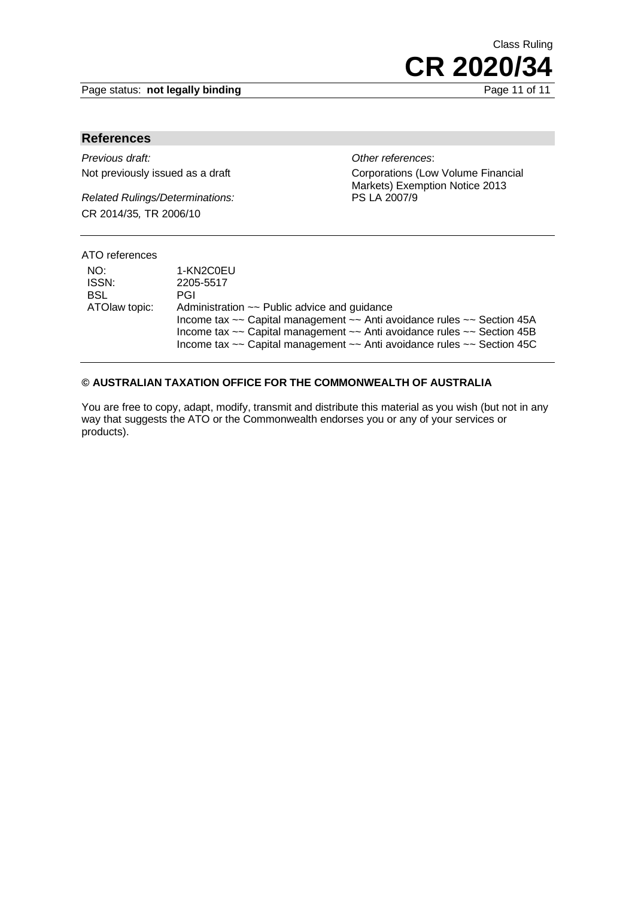## References

*Previous draft:*

Not previously issued as a draft

*Related Rulings/Determinations:*

CR 2014/35*,* TR 2006/10

*Other references*:

Corporations (Low Volume Financial Markets) Exemption Notice 2013

PS LA 2007/9

ATO references

| | |
|---|---|
| NO: | 1-KN2C0EU |
| ISSN: | 2205-5517 |
| BSL | PGI |
| ATOlaw topic: | Administration ~~ Public advice and guidance<br>Income tax ~~ Capital management ~~ Anti avoidance rules ~~ Section 45A<br>Income tax ~~ Capital management ~~ Anti avoidance rules ~~ Section 45B<br>Income tax ~~ Capital management ~~ Anti avoidance rules ~~ Section 45C |

**© AUSTRALIAN TAXATION OFFICE FOR THE COMMONWEALTH OF AUSTRALIA**

You are free to copy, adapt, modify, transmit and distribute this material as you wish (but not in any way that suggests the ATO or the Commonwealth endorses you or any of your services or products).